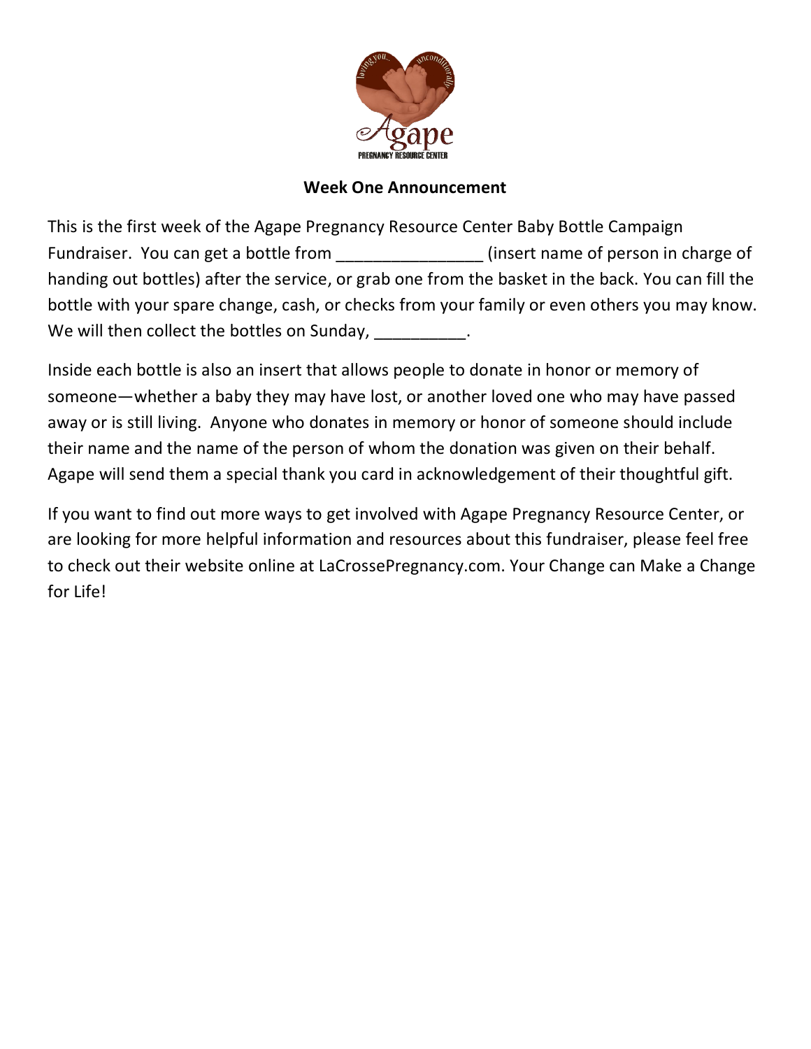**Week One Announcement**

This is the first week of the Agape Pregnancy Resource Center Baby Bottle Campaign Fundraiser. You can get a bottle from _______________ (insert name of person in charge of handing out bottles) after the service, or grab one from the basket in the back. You can fill the bottle with your spare change, cash, or checks from your family or even others you may know. We will then collect the bottles on Sunday, __________.

Inside each bottle is also an insert that allows people to donate in honor or memory of someone—whether a baby they may have lost, or another loved one who may have passed away or is still living. Anyone who donates in memory or honor of someone should include their name and the name of the person of whom the donation was given on their behalf. Agape will send them a special thank you card in acknowledgement of their thoughtful gift.

If you want to find out more ways to get involved with Agape Pregnancy Resource Center, or are looking for more helpful information and resources about this fundraiser, please feel free to check out their website online at LaCrossePregnancy.com. Your Change can Make a Change for Life!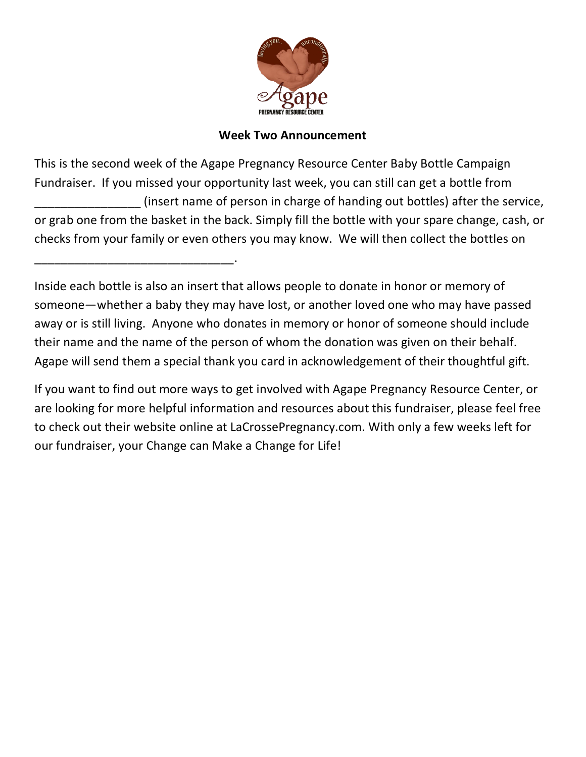**Week Two Announcement**

This is the second week of the Agape Pregnancy Resource Center Baby Bottle Campaign Fundraiser. If you missed your opportunity last week, you can still can get a bottle from ________________ (insert name of person in charge of handing out bottles) after the service, or grab one from the basket in the back. Simply fill the bottle with your spare change, cash, or checks from your family or even others you may know. We will then collect the bottles on ______________________________.

Inside each bottle is also an insert that allows people to donate in honor or memory of someone—whether a baby they may have lost, or another loved one who may have passed away or is still living. Anyone who donates in memory or honor of someone should include their name and the name of the person of whom the donation was given on their behalf. Agape will send them a special thank you card in acknowledgement of their thoughtful gift.

If you want to find out more ways to get involved with Agape Pregnancy Resource Center, or are looking for more helpful information and resources about this fundraiser, please feel free to check out their website online at LaCrossePregnancy.com. With only a few weeks left for our fundraiser, your Change can Make a Change for Life!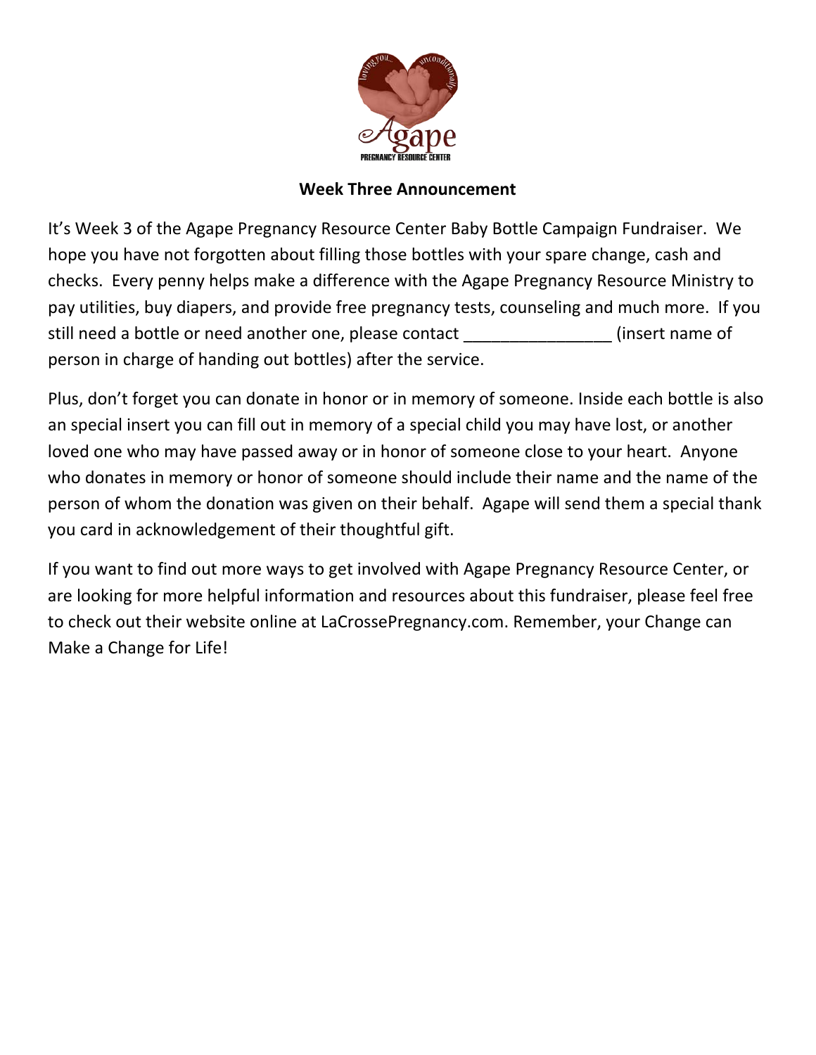**Week Three Announcement**

It's Week 3 of the Agape Pregnancy Resource Center Baby Bottle Campaign Fundraiser. We hope you have not forgotten about filling those bottles with your spare change, cash and checks. Every penny helps make a difference with the Agape Pregnancy Resource Ministry to pay utilities, buy diapers, and provide free pregnancy tests, counseling and much more. If you still need a bottle or need another one, please contact ________________ (insert name of person in charge of handing out bottles) after the service.

Plus, don't forget you can donate in honor or in memory of someone. Inside each bottle is also an special insert you can fill out in memory of a special child you may have lost, or another loved one who may have passed away or in honor of someone close to your heart. Anyone who donates in memory or honor of someone should include their name and the name of the person of whom the donation was given on their behalf. Agape will send them a special thank you card in acknowledgement of their thoughtful gift.

If you want to find out more ways to get involved with Agape Pregnancy Resource Center, or are looking for more helpful information and resources about this fundraiser, please feel free to check out their website online at LaCrossePregnancy.com. Remember, your Change can Make a Change for Life!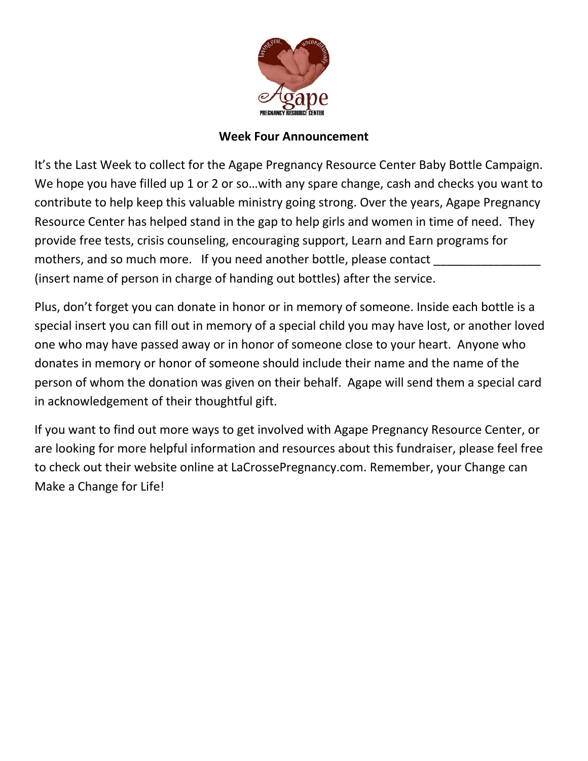**Week Four Announcement**

It's the Last Week to collect for the Agape Pregnancy Resource Center Baby Bottle Campaign. We hope you have filled up 1 or 2 or so…with any spare change, cash and checks you want to contribute to help keep this valuable ministry going strong. Over the years, Agape Pregnancy Resource Center has helped stand in the gap to help girls and women in time of need. They provide free tests, crisis counseling, encouraging support, Learn and Earn programs for mothers, and so much more. If you need another bottle, please contact ________________ (insert name of person in charge of handing out bottles) after the service.

Plus, don't forget you can donate in honor or in memory of someone. Inside each bottle is a special insert you can fill out in memory of a special child you may have lost, or another loved one who may have passed away or in honor of someone close to your heart. Anyone who donates in memory or honor of someone should include their name and the name of the person of whom the donation was given on their behalf. Agape will send them a special card in acknowledgement of their thoughtful gift.

If you want to find out more ways to get involved with Agape Pregnancy Resource Center, or are looking for more helpful information and resources about this fundraiser, please feel free to check out their website online at LaCrossePregnancy.com. Remember, your Change can Make a Change for Life!